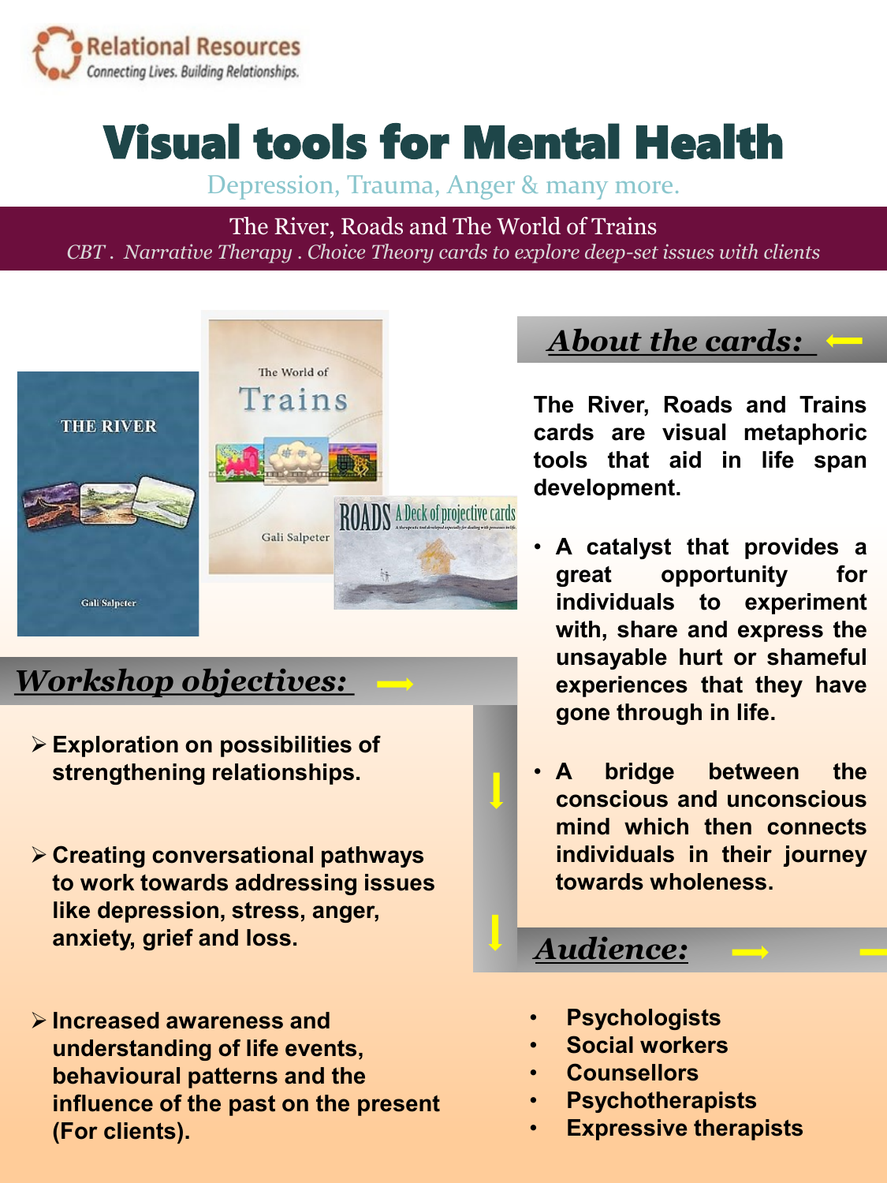Relational Resources
*Connecting Lives. Building Relationships.*

# Visual tools for Mental Health

Depression, Trauma, Anger & many more.

The River, Roads and The World of Trains

*CBT . Narrative Therapy . Choice Theory cards to explore deep-set issues with clients*

## *About the cards:*

**The River, Roads and Trains cards are visual metaphoric tools that aid in life span development.**

- **A catalyst that provides a great opportunity for individuals to experiment with, share and express the unsayable hurt or shameful experiences that they have gone through in life.**
- **A bridge between the conscious and unconscious mind which then connects individuals in their journey towards wholeness.**

## *Workshop objectives:*

- **Exploration on possibilities of strengthening relationships.**
- **Creating conversational pathways to work towards addressing issues like depression, stress, anger, anxiety, grief and loss.**
- **Increased awareness and understanding of life events, behavioural patterns and the influence of the past on the present (For clients).**

## *Audience:*

- **Psychologists**
- **Social workers**
- **Counsellors**
- **Psychotherapists**
- **Expressive therapists**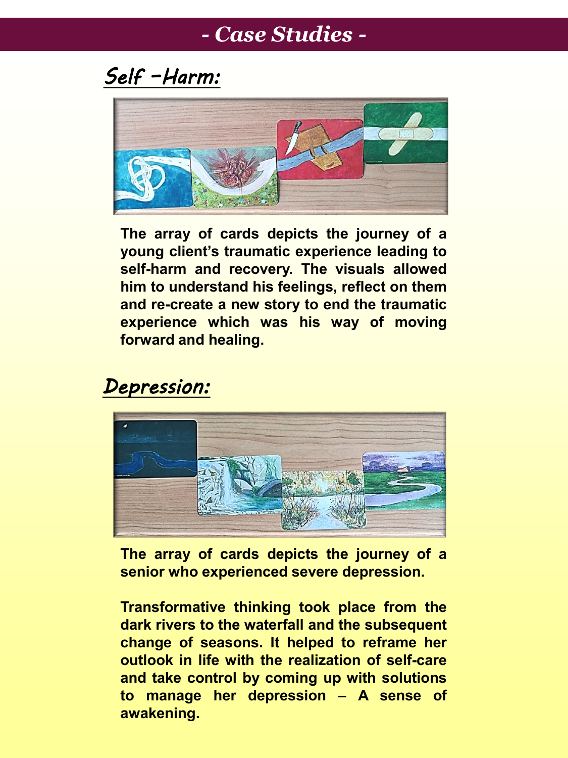# - Case Studies -

## Self -Harm:

**The array of cards depicts the journey of a young client's traumatic experience leading to self-harm and recovery. The visuals allowed him to understand his feelings, reflect on them and re-create a new story to end the traumatic experience which was his way of moving forward and healing.**

## Depression:

**The array of cards depicts the journey of a senior who experienced severe depression.**

**Transformative thinking took place from the dark rivers to the waterfall and the subsequent change of seasons. It helped to reframe her outlook in life with the realization of self-care and take control by coming up with solutions to manage her depression – A sense of awakening.**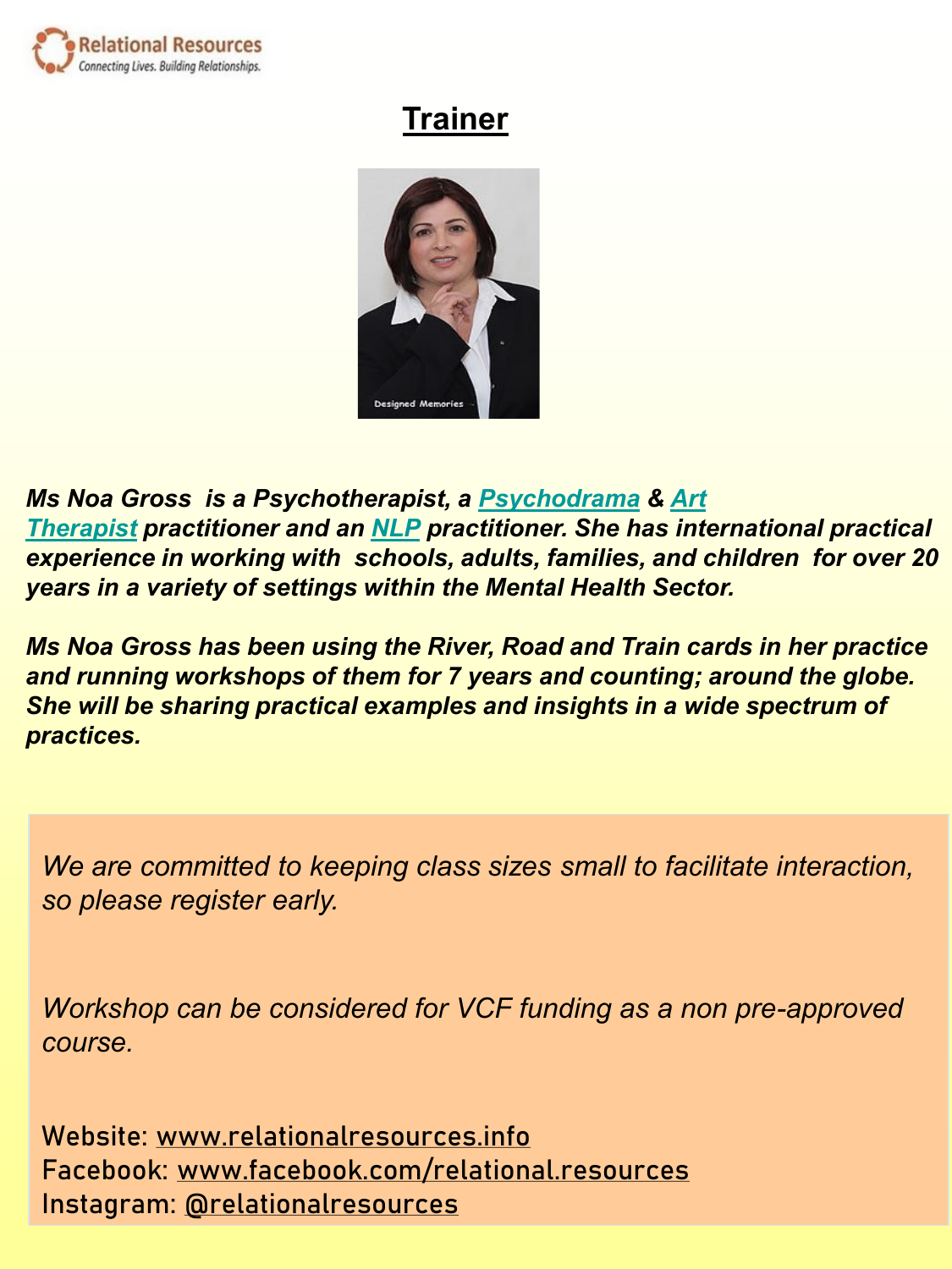Relational Resources
Connecting Lives. Building Relationships.

# Trainer

***Ms Noa Gross is a Psychotherapist, a Psychodrama & Art Therapist practitioner and an NLP practitioner. She has international practical experience in working with schools, adults, families, and children for over 20 years in a variety of settings within the Mental Health Sector.***

***Ms Noa Gross has been using the River, Road and Train cards in her practice and running workshops of them for 7 years and counting; around the globe. She will be sharing practical examples and insights in a wide spectrum of practices.***

*We are committed to keeping class sizes small to facilitate interaction, so please register early.*

*Workshop can be considered for VCF funding as a non pre-approved course.*

Website: www.relationalresources.info
Facebook: www.facebook.com/relational.resources
Instagram: @relationalresources